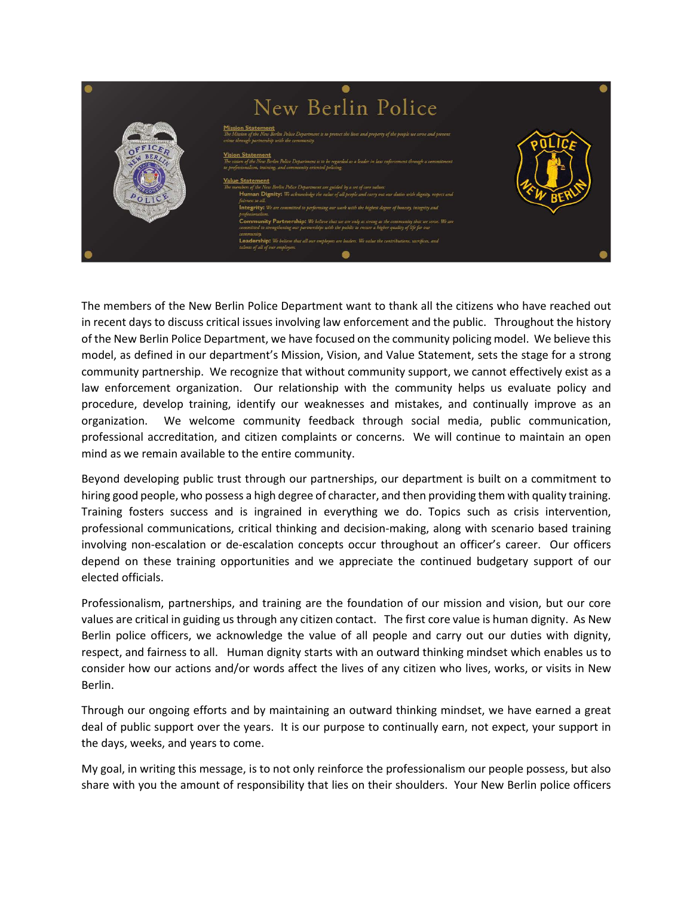# New Berlin Police

**Mission Statement**
*The Mission of the New Berlin Police Department is to protect the lives and property of the people we serve and prevent crime through partnership with the community.*

**Vision Statement**
*The vision of the New Berlin Police Department is to be regarded as a leader in law enforcement through a commitment to professionalism, training, and community oriented policing.*

**Value Statement**
*The members of the New Berlin Police Department are guided by a set of core values:*

- **Human Dignity:** *We acknowledge the value of all people and carry out our duties with dignity, respect and fairness to all.*
- **Integrity:** *We are committed to performing our work with the highest degree of honesty, integrity and professionalism.*
- **Community Partnership:** *We believe that we are only as strong as the community that we serve. We are committed to strengthening our partnerships with the public to ensure a higher quality of life for our community.*
- **Leadership:** *We believe that all our employees are leaders. We value the contributions, sacrifices, and talents of all of our employees.*

The members of the New Berlin Police Department want to thank all the citizens who have reached out in recent days to discuss critical issues involving law enforcement and the public. Throughout the history of the New Berlin Police Department, we have focused on the community policing model. We believe this model, as defined in our department's Mission, Vision, and Value Statement, sets the stage for a strong community partnership. We recognize that without community support, we cannot effectively exist as a law enforcement organization. Our relationship with the community helps us evaluate policy and procedure, develop training, identify our weaknesses and mistakes, and continually improve as an organization. We welcome community feedback through social media, public communication, professional accreditation, and citizen complaints or concerns. We will continue to maintain an open mind as we remain available to the entire community.

Beyond developing public trust through our partnerships, our department is built on a commitment to hiring good people, who possess a high degree of character, and then providing them with quality training. Training fosters success and is ingrained in everything we do. Topics such as crisis intervention, professional communications, critical thinking and decision-making, along with scenario based training involving non-escalation or de-escalation concepts occur throughout an officer's career. Our officers depend on these training opportunities and we appreciate the continued budgetary support of our elected officials.

Professionalism, partnerships, and training are the foundation of our mission and vision, but our core values are critical in guiding us through any citizen contact. The first core value is human dignity. As New Berlin police officers, we acknowledge the value of all people and carry out our duties with dignity, respect, and fairness to all. Human dignity starts with an outward thinking mindset which enables us to consider how our actions and/or words affect the lives of any citizen who lives, works, or visits in New Berlin.

Through our ongoing efforts and by maintaining an outward thinking mindset, we have earned a great deal of public support over the years. It is our purpose to continually earn, not expect, your support in the days, weeks, and years to come.

My goal, in writing this message, is to not only reinforce the professionalism our people possess, but also share with you the amount of responsibility that lies on their shoulders. Your New Berlin police officers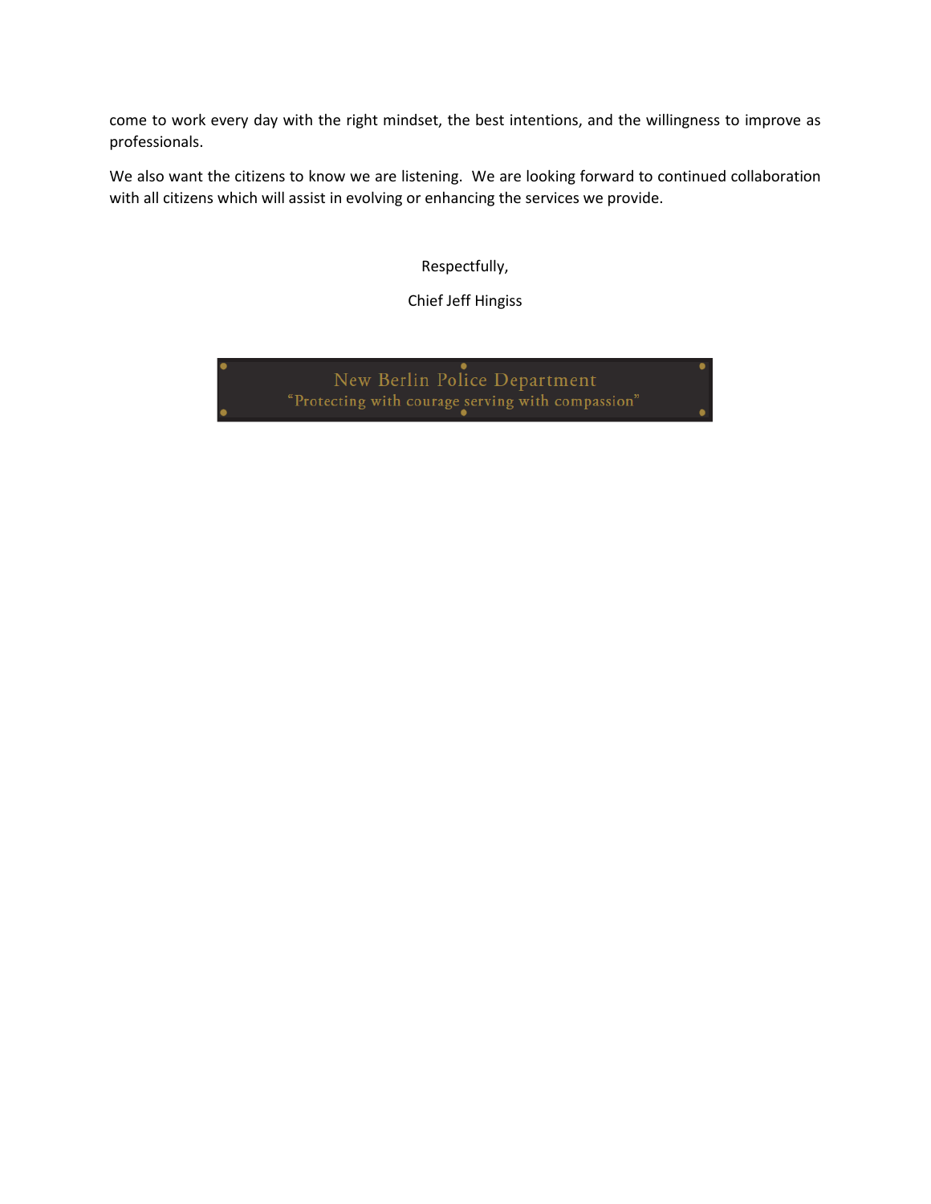come to work every day with the right mindset, the best intentions, and the willingness to improve as professionals.

We also want the citizens to know we are listening. We are looking forward to continued collaboration with all citizens which will assist in evolving or enhancing the services we provide.

Respectfully,

Chief Jeff Hingiss

New Berlin Police Department
"Protecting with courage serving with compassion"